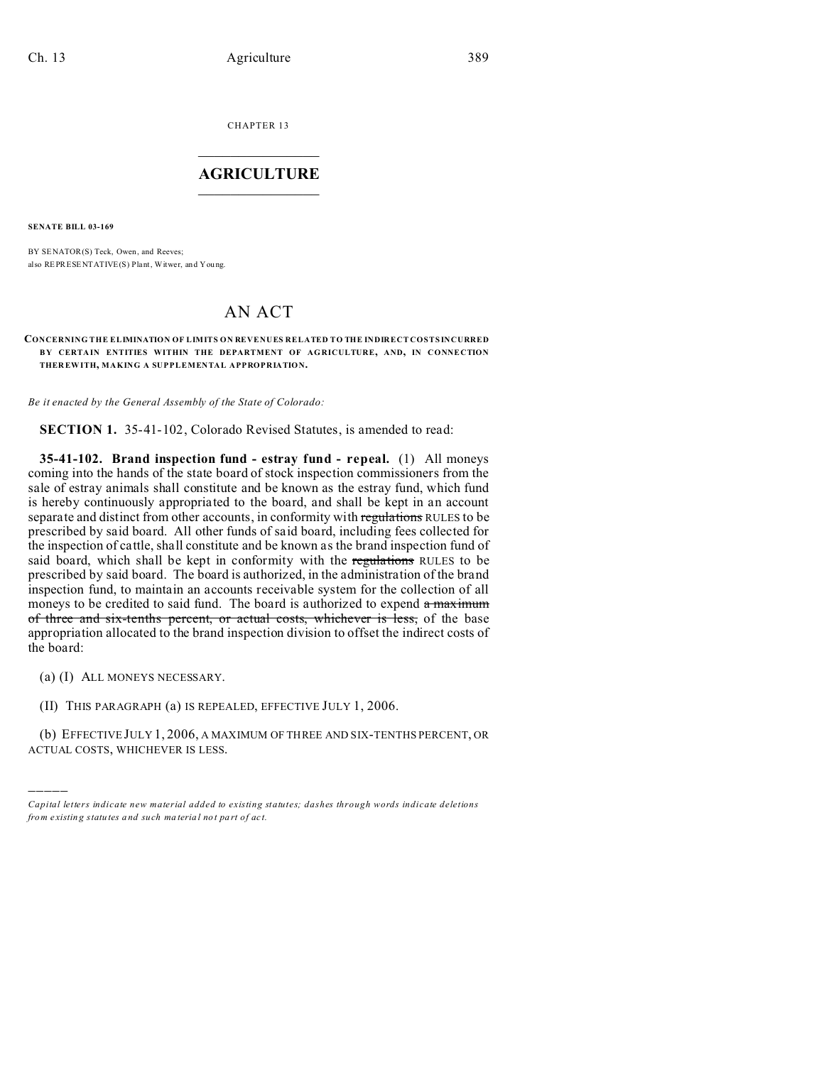CHAPTER 13

# AGRICULTURE

**SENATE BILL 03-169**

BY SENATOR(S) Teck, Owen, and Reeves;
also REPRESENTATIVE(S) Plant, Witwer, and Young.

# AN ACT

**CONCERNING THE ELIMINATION OF LIMITS ON REVENUES RELATED TO THE INDIRECT COSTS INCURRED BY CERTAIN ENTITIES WITHIN THE DEPARTMENT OF AGRICULTURE, AND, IN CONNECTION THEREWITH, MAKING A SUPPLEMENTAL APPROPRIATION.**

*Be it enacted by the General Assembly of the State of Colorado:*

**SECTION 1.** 35-41-102, Colorado Revised Statutes, is amended to read:

**35-41-102. Brand inspection fund - estray fund - repeal.** (1) All moneys coming into the hands of the state board of stock inspection commissioners from the sale of estray animals shall constitute and be known as the estray fund, which fund is hereby continuously appropriated to the board, and shall be kept in an account separate and distinct from other accounts, in conformity with ~~regulations~~ RULES to be prescribed by said board. All other funds of said board, including fees collected for the inspection of cattle, shall constitute and be known as the brand inspection fund of said board, which shall be kept in conformity with the ~~regulations~~ RULES to be prescribed by said board. The board is authorized, in the administration of the brand inspection fund, to maintain an accounts receivable system for the collection of all moneys to be credited to said fund. The board is authorized to expend ~~a maximum of three and six-tenths percent, or actual costs, whichever is less,~~ of the base appropriation allocated to the brand inspection division to offset the indirect costs of the board:

(a) (I) ALL MONEYS NECESSARY.

(II) THIS PARAGRAPH (a) IS REPEALED, EFFECTIVE JULY 1, 2006.

(b) EFFECTIVE JULY 1, 2006, A MAXIMUM OF THREE AND SIX-TENTHS PERCENT, OR ACTUAL COSTS, WHICHEVER IS LESS.

---

*Capital letters indicate new material added to existing statutes; dashes through words indicate deletions from existing statutes and such material not part of act.*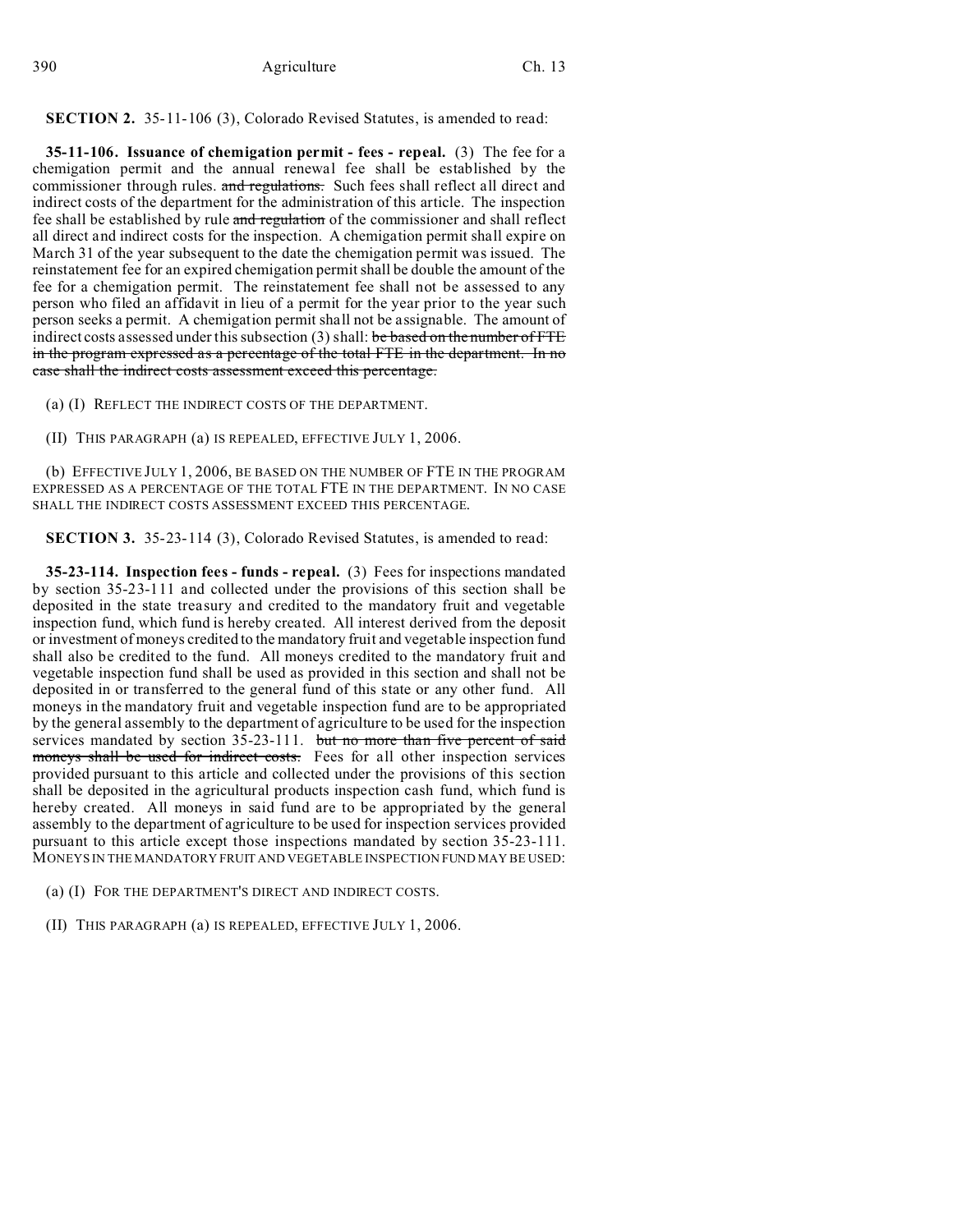**SECTION 2.** 35-11-106 (3), Colorado Revised Statutes, is amended to read:

**35-11-106. Issuance of chemigation permit - fees - repeal.** (3) The fee for a chemigation permit and the annual renewal fee shall be established by the commissioner through rules. ~~and regulations.~~ Such fees shall reflect all direct and indirect costs of the department for the administration of this article. The inspection fee shall be established by rule ~~and regulation~~ of the commissioner and shall reflect all direct and indirect costs for the inspection. A chemigation permit shall expire on March 31 of the year subsequent to the date the chemigation permit was issued. The reinstatement fee for an expired chemigation permit shall be double the amount of the fee for a chemigation permit. The reinstatement fee shall not be assessed to any person who filed an affidavit in lieu of a permit for the year prior to the year such person seeks a permit. A chemigation permit shall not be assignable. The amount of indirect costs assessed under this subsection (3) shall: ~~be based on the number of FTE in the program expressed as a percentage of the total FTE in the department. In no case shall the indirect costs assessment exceed this percentage.~~

(a) (I) REFLECT THE INDIRECT COSTS OF THE DEPARTMENT.

(II) THIS PARAGRAPH (a) IS REPEALED, EFFECTIVE JULY 1, 2006.

(b) EFFECTIVE JULY 1, 2006, BE BASED ON THE NUMBER OF FTE IN THE PROGRAM EXPRESSED AS A PERCENTAGE OF THE TOTAL FTE IN THE DEPARTMENT. IN NO CASE SHALL THE INDIRECT COSTS ASSESSMENT EXCEED THIS PERCENTAGE.

**SECTION 3.** 35-23-114 (3), Colorado Revised Statutes, is amended to read:

**35-23-114. Inspection fees - funds - repeal.** (3) Fees for inspections mandated by section 35-23-111 and collected under the provisions of this section shall be deposited in the state treasury and credited to the mandatory fruit and vegetable inspection fund, which fund is hereby created. All interest derived from the deposit or investment of moneys credited to the mandatory fruit and vegetable inspection fund shall also be credited to the fund. All moneys credited to the mandatory fruit and vegetable inspection fund shall be used as provided in this section and shall not be deposited in or transferred to the general fund of this state or any other fund. All moneys in the mandatory fruit and vegetable inspection fund are to be appropriated by the general assembly to the department of agriculture to be used for the inspection services mandated by section 35-23-111. ~~but no more than five percent of said moneys shall be used for indirect costs.~~ Fees for all other inspection services provided pursuant to this article and collected under the provisions of this section shall be deposited in the agricultural products inspection cash fund, which fund is hereby created. All moneys in said fund are to be appropriated by the general assembly to the department of agriculture to be used for inspection services provided pursuant to this article except those inspections mandated by section 35-23-111. MONEYS IN THE MANDATORY FRUIT AND VEGETABLE INSPECTION FUND MAY BE USED:

(a) (I) FOR THE DEPARTMENT'S DIRECT AND INDIRECT COSTS.

(II) THIS PARAGRAPH (a) IS REPEALED, EFFECTIVE JULY 1, 2006.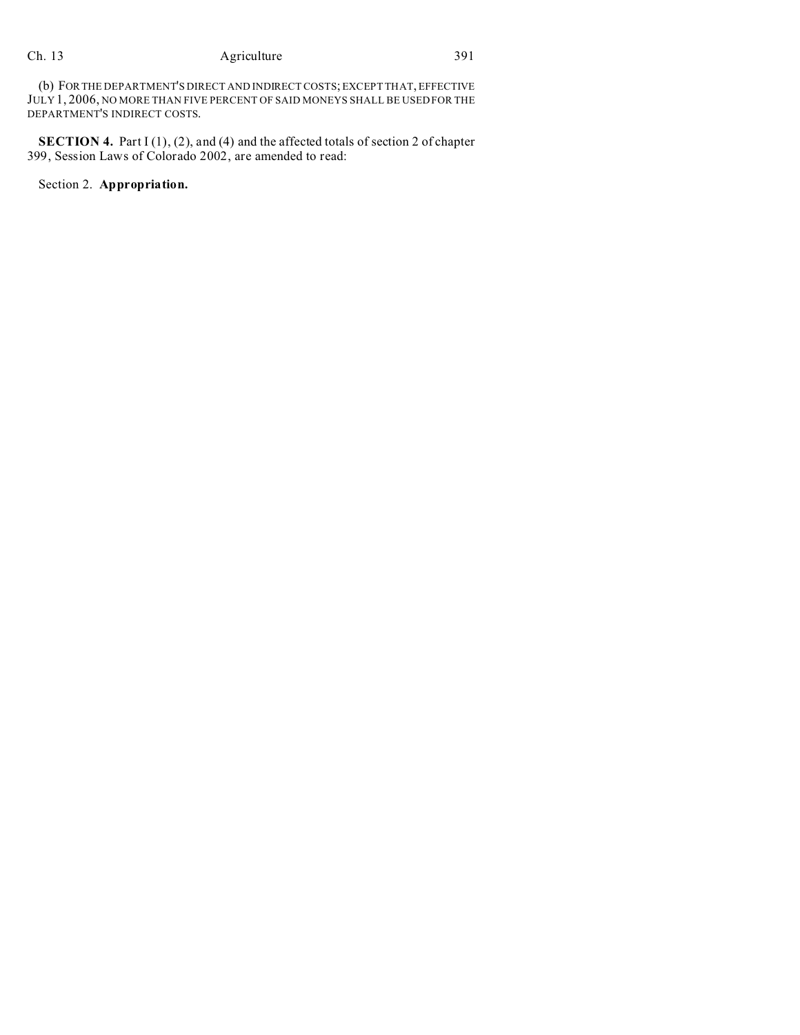(b) FOR THE DEPARTMENT'S DIRECT AND INDIRECT COSTS; EXCEPT THAT, EFFECTIVE JULY 1, 2006, NO MORE THAN FIVE PERCENT OF SAID MONEYS SHALL BE USED FOR THE DEPARTMENT'S INDIRECT COSTS.

**SECTION 4.** Part I (1), (2), and (4) and the affected totals of section 2 of chapter 399, Session Laws of Colorado 2002, are amended to read:

Section 2. **Appropriation.**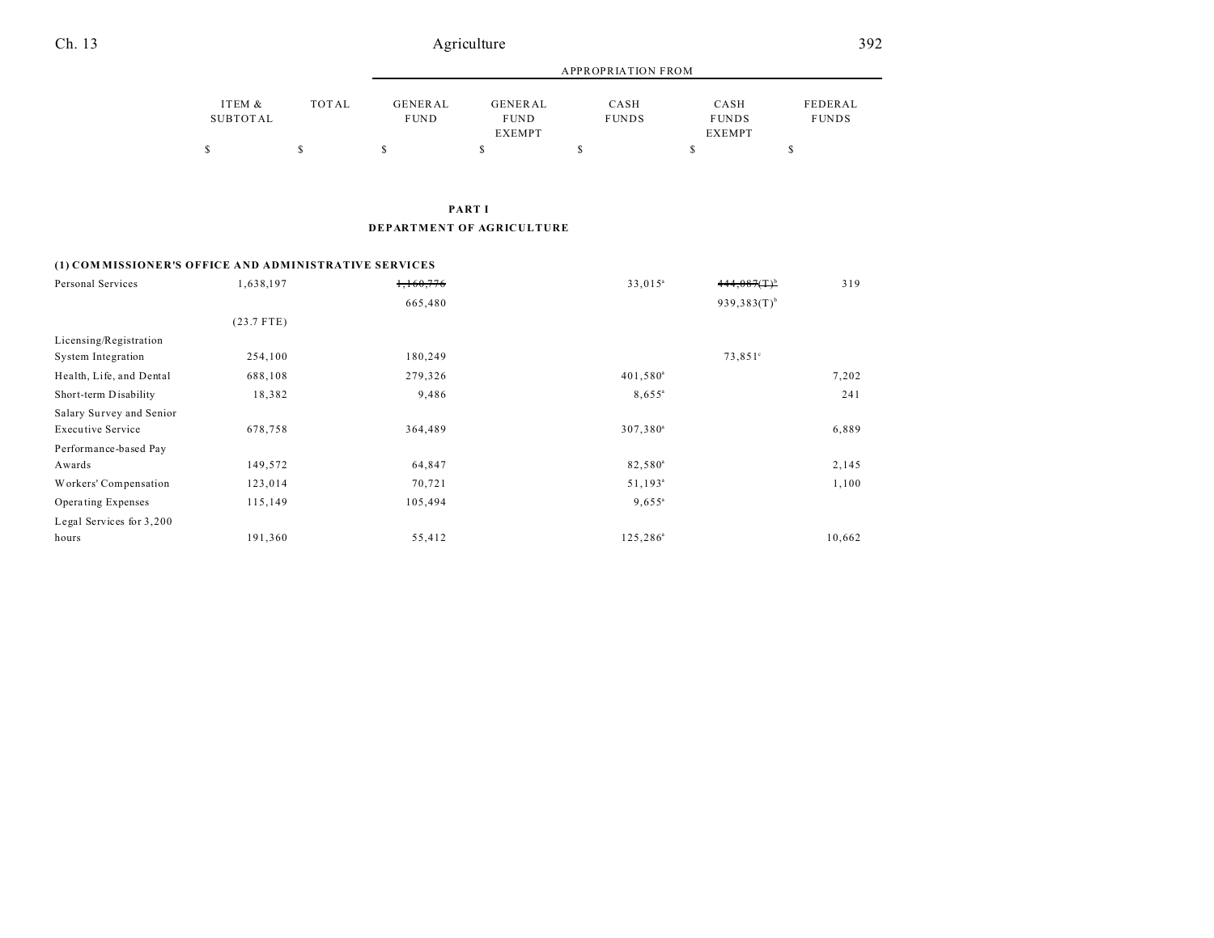| | ITEM & SUBTOTAL | TOTAL | APPROPRIATION FROM GENERAL FUND | GENERAL FUND EXEMPT | CASH FUNDS | CASH FUNDS EXEMPT | FEDERAL FUNDS |
|---|---|---|---|---|---|---|---|
| | $ | $ | $ | $ | $ | $ | $ |

**PART I**

**DEPARTMENT OF AGRICULTURE**

**(1) COMMISSIONER'S OFFICE AND ADMINISTRATIVE SERVICES**

| | ITEM & SUBTOTAL | TOTAL | GENERAL FUND | GENERAL FUND EXEMPT | CASH FUNDS | CASH FUNDS EXEMPT | FEDERAL FUNDS |
|---|---|---|---|---|---|---|---|
| Personal Services | 1,638,197 | | ~~1,160,776~~ 665,480 | | 33,015[a] | ~~444,087(T)[b]~~ 939,383(T)[b] | 319 |
| | (23.7 FTE) | | | | | | |
| Licensing/Registration System Integration | 254,100 | | 180,249 | | | 73,851[c] | |
| Health, Life, and Dental | 688,108 | | 279,326 | | 401,580[a] | | 7,202 |
| Short-term Disability | 18,382 | | 9,486 | | 8,655[a] | | 241 |
| Salary Survey and Senior Executive Service | 678,758 | | 364,489 | | 307,380[a] | | 6,889 |
| Performance-based Pay Awards | 149,572 | | 64,847 | | 82,580[a] | | 2,145 |
| Workers' Compensation | 123,014 | | 70,721 | | 51,193[a] | | 1,100 |
| Operating Expenses | 115,149 | | 105,494 | | 9,655[a] | | |
| Legal Services for 3,200 hours | 191,360 | | 55,412 | | 125,286[a] | | 10,662 |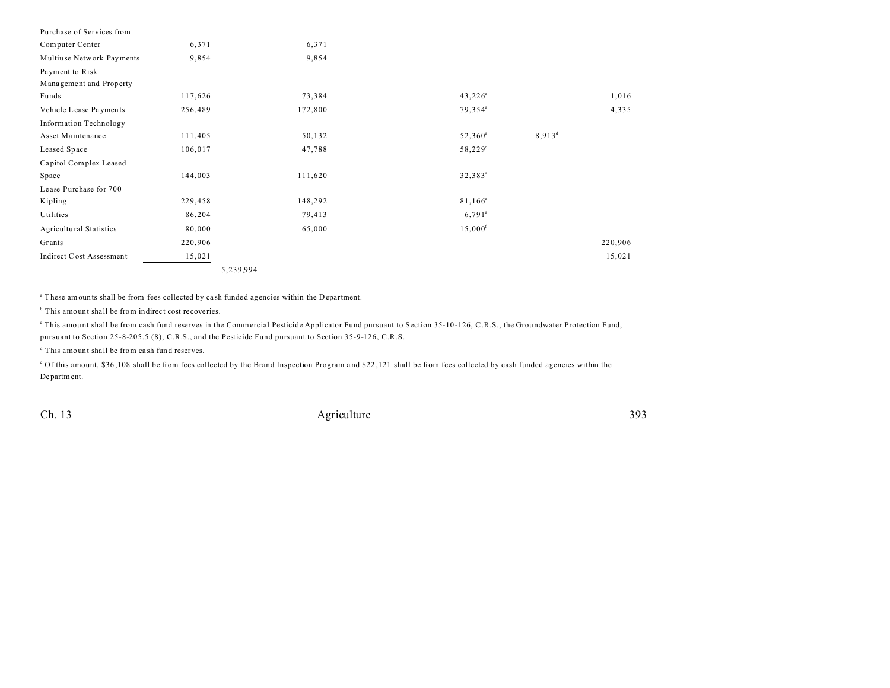| | | | | | |
|---|---|---|---|---|---|
| Purchase of Services from Computer Center | 6,371 | | 6,371 | | | |
| Multiuse Network Payments | 9,854 | | 9,854 | | | |
| Payment to Risk Management and Property Funds | 117,626 | | 73,384 | 43,226[a] | | 1,016 |
| Vehicle Lease Payments | 256,489 | | 172,800 | 79,354[a] | | 4,335 |
| Information Technology Asset Maintenance | 111,405 | | 50,132 | 52,360[a] | 8,913[d] | |
| Leased Space | 106,017 | | 47,788 | 58,229[e] | | |
| Capitol Complex Leased Space | 144,003 | | 111,620 | 32,383[a] | | |
| Lease Purchase for 700 Kipling | 229,458 | | 148,292 | 81,166[a] | | |
| Utilities | 86,204 | | 79,413 | 6,791[a] | | |
| Agricultural Statistics | 80,000 | | 65,000 | 15,000[f] | | |
| Grants | 220,906 | | | | | 220,906 |
| Indirect Cost Assessment | 15,021 | | | | | 15,021 |
| | | 5,239,994 | | | | |

[a] These amounts shall be from fees collected by cash funded agencies within the Department.

[b] This amount shall be from indirect cost recoveries.

[c] This amount shall be from cash fund reserves in the Commercial Pesticide Applicator Fund pursuant to Section 35-10-126, C.R.S., the Groundwater Protection Fund, pursuant to Section 25-8-205.5 (8), C.R.S., and the Pesticide Fund pursuant to Section 35-9-126, C.R.S.

[d] This amount shall be from cash fund reserves.

[e] Of this amount, $36,108 shall be from fees collected by the Brand Inspection Program and $22,121 shall be from fees collected by cash funded agencies within the Department.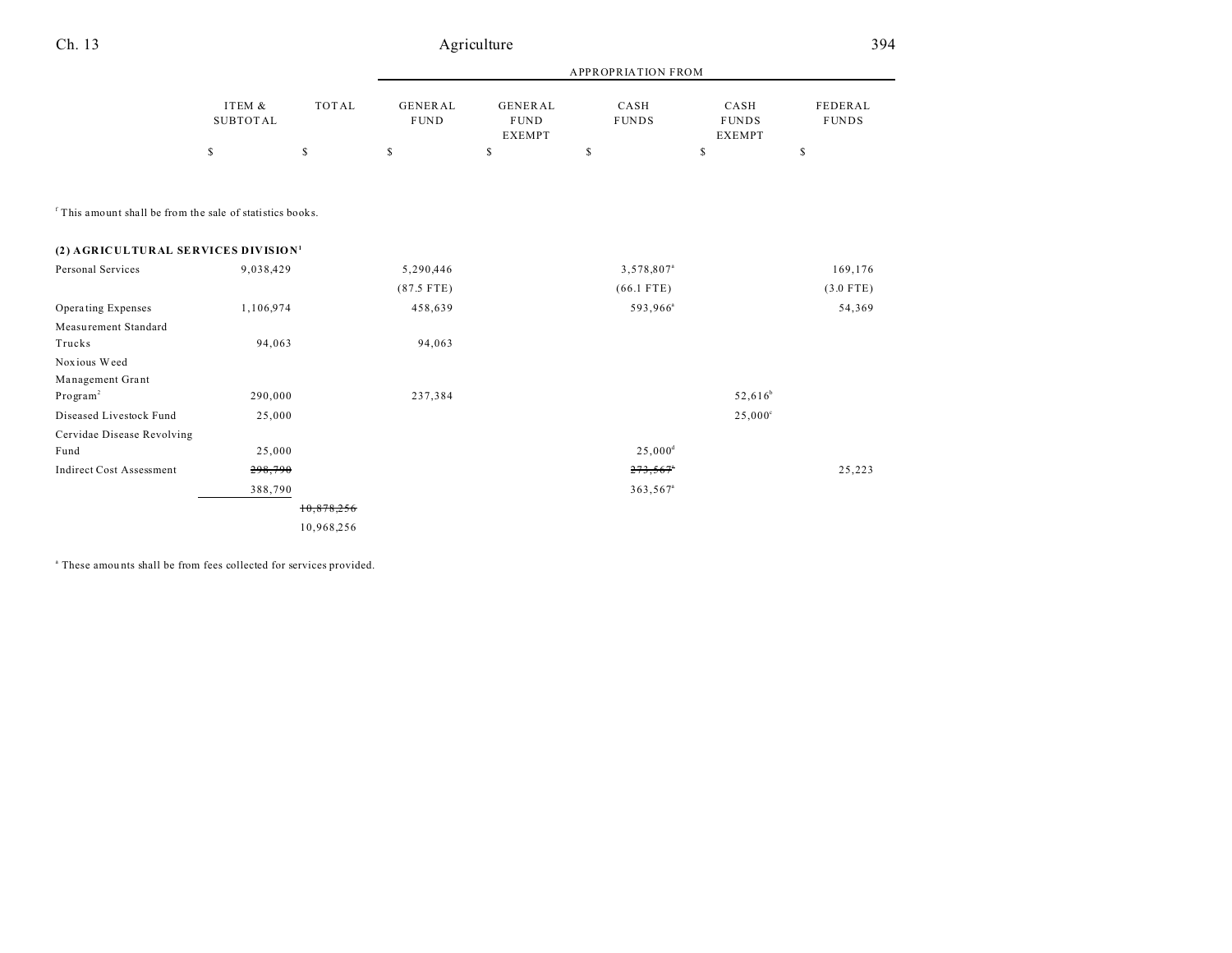| | ITEM & SUBTOTAL | TOTAL | APPROPRIATION FROM GENERAL FUND | GENERAL FUND EXEMPT | CASH FUNDS | CASH FUNDS EXEMPT | FEDERAL FUNDS |
|---|---|---|---|---|---|---|---|
| | $ | $ | $ | $ | $ | $ | $ |

[f] This amount shall be from the sale of statistics books.

**(2) AGRICULTURAL SERVICES DIVISION[1]**

| | ITEM & SUBTOTAL | TOTAL | GENERAL FUND | GENERAL FUND EXEMPT | CASH FUNDS | CASH FUNDS EXEMPT | FEDERAL FUNDS |
|---|---|---|---|---|---|---|---|
| Personal Services | 9,038,429 | | 5,290,446 | | 3,578,807[a] | | 169,176 |
| | | | (87.5 FTE) | | (66.1 FTE) | | (3.0 FTE) |
| Operating Expenses | 1,106,974 | | 458,639 | | 593,966[a] | | 54,369 |
| Measurement Standard Trucks | 94,063 | | 94,063 | | | | |
| Noxious Weed Management Grant Program[2] | 290,000 | | 237,384 | | | 52,616[b] | |
| Diseased Livestock Fund | 25,000 | | | | | 25,000[c] | |
| Cervidae Disease Revolving Fund | 25,000 | | | | 25,000[d] | | |
| Indirect Cost Assessment | ~~298,790~~ | | | | ~~273,567~~[a] | | 25,223 |
| | 388,790 | | | | 363,567[a] | | |
| | | ~~10,878,256~~ | | | | | |
| | | 10,968,256 | | | | | |

[a] These amounts shall be from fees collected for services provided.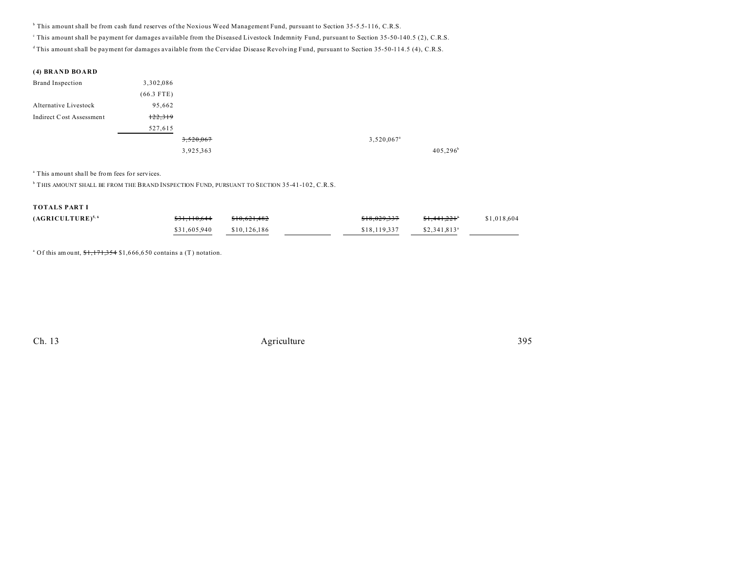[b] This amount shall be from cash fund reserves of the Noxious Weed Management Fund, pursuant to Section 35-5.5-116, C.R.S.

[c] This amount shall be payment for damages available from the Diseased Livestock Indemnity Fund, pursuant to Section 35-50-140.5 (2), C.R.S.

[d] This amount shall be payment for damages available from the Cervidae Disease Revolving Fund, pursuant to Section 35-50-114.5 (4), C.R.S.

**(4) BRAND BOARD**

| | | | | | | | |
|---|---|---|---|---|---|---|---|
| Brand Inspection | 3,302,086 | | | | | | |
| | (66.3 FTE) | | | | | | |
| Alternative Livestock | 95,662 | | | | | | |
| Indirect Cost Assessment | ~~122,319~~ | | | | | | |
| | 527,615 | | | | | | |
| | | ~~3,520,067~~ | | | 3,520,067[a] | | |
| | | 3,925,363 | | | | 405,296[b] | |

[a] This amount shall be from fees for services.

[b] THIS AMOUNT SHALL BE FROM THE BRAND INSPECTION FUND, PURSUANT TO SECTION 35-41-102, C.R.S.

**TOTALS PART I**

| | | | | | | |
|---|---|---|---|---|---|---|
| **(AGRICULTURE)[5, 6]** | ~~$31,110,644~~ | ~~$10,621,482~~ | | ~~$18,029,337~~ | ~~$1,441,221~~[a] | $1,018,604 |
| | $31,605,940 | $10,126,186 | | $18,119,337 | $2,341,813[a] | |

[a] Of this amount, ~~$1,171,354~~ $1,666,650 contains a (T) notation.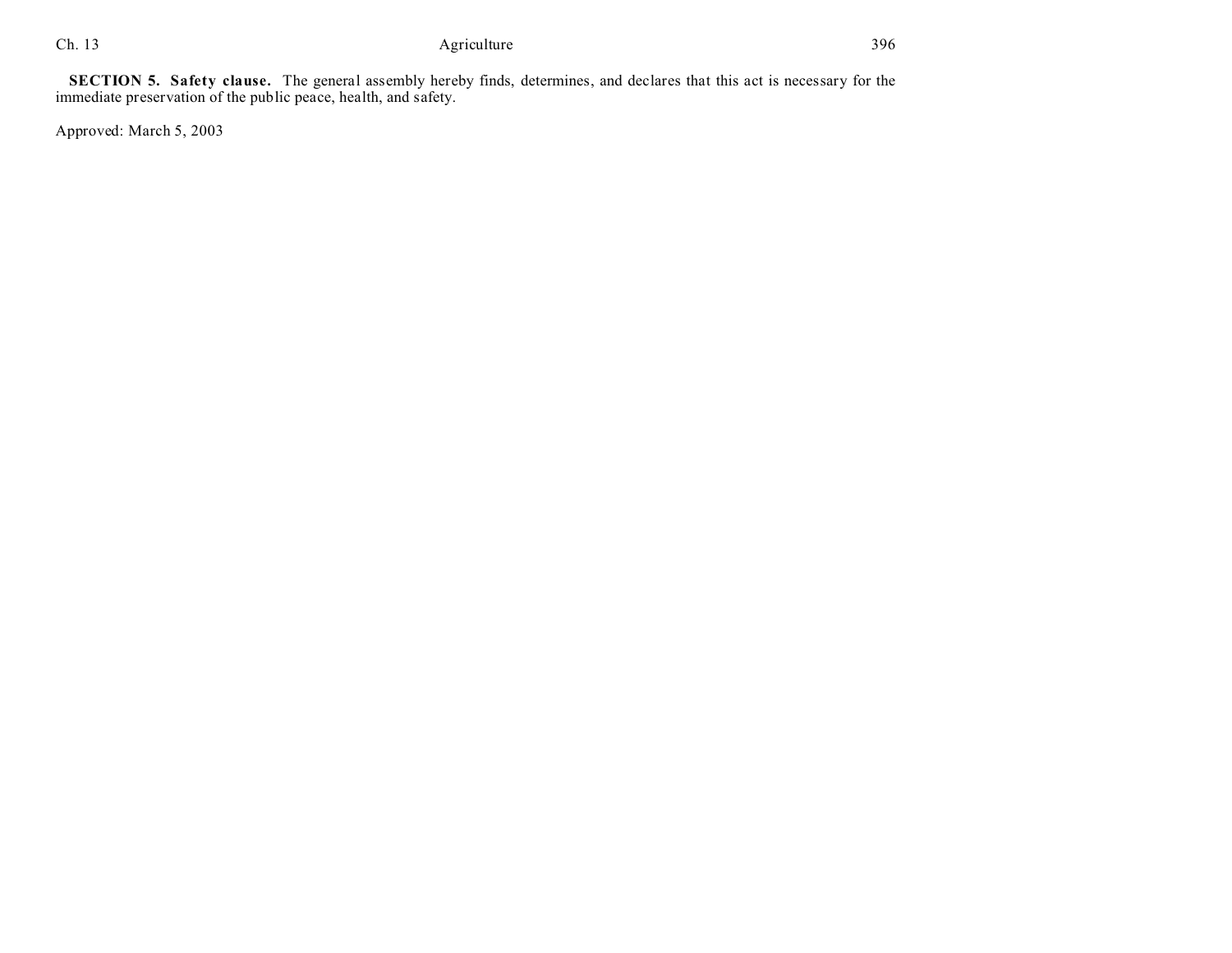**SECTION 5. Safety clause.** The general assembly hereby finds, determines, and declares that this act is necessary for the immediate preservation of the public peace, health, and safety.

Approved: March 5, 2003